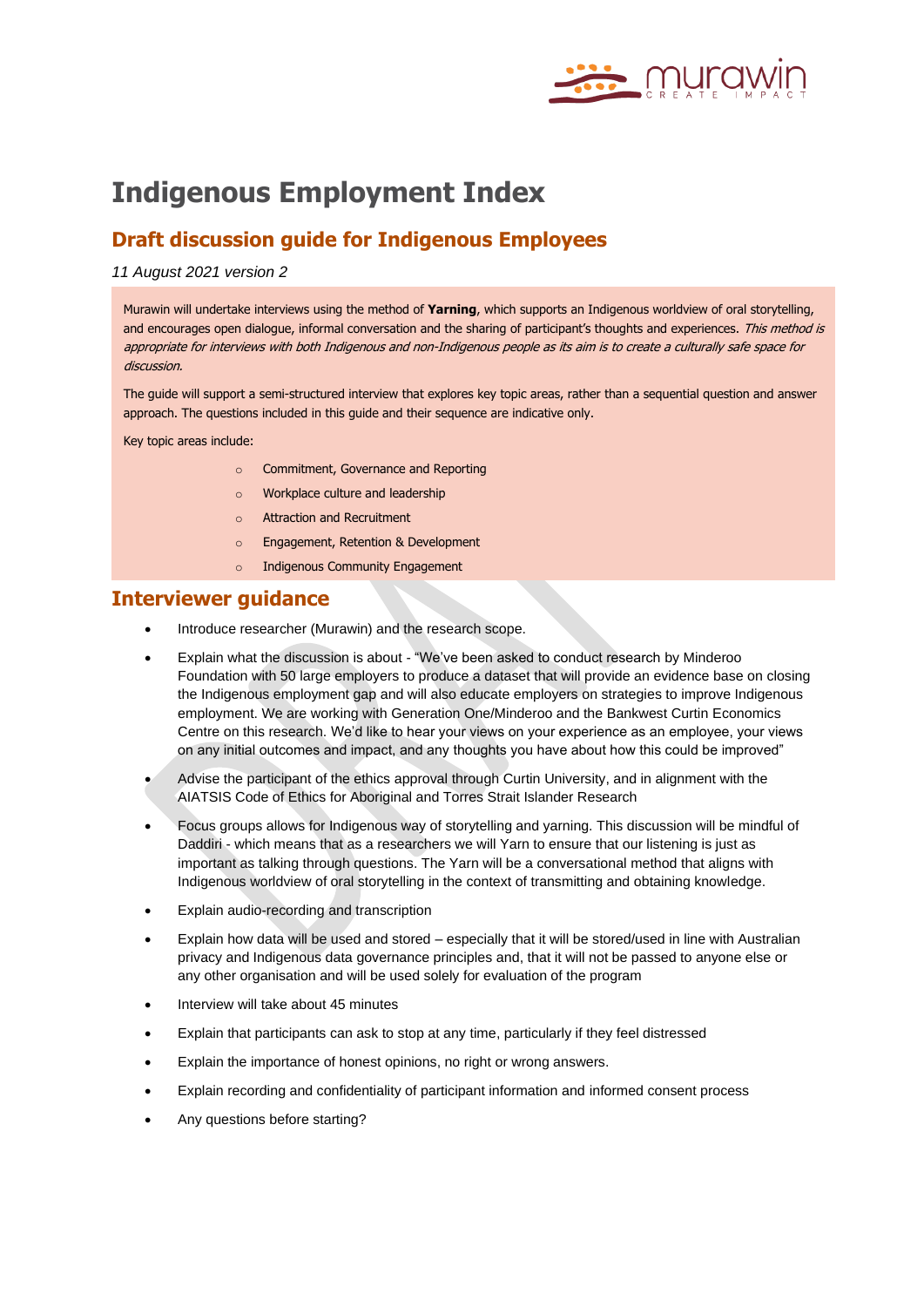# Indigenous Employment Index

## Draft discussion guide for Indigenous Employees

*11 August 2021 version 2*

Murawin will undertake interviews using the method of **Yarning**, which supports an Indigenous worldview of oral storytelling, and encourages open dialogue, informal conversation and the sharing of participant's thoughts and experiences. *This method is appropriate for interviews with both Indigenous and non-Indigenous people as its aim is to create a culturally safe space for discussion.*

The guide will support a semi-structured interview that explores key topic areas, rather than a sequential question and answer approach. The questions included in this guide and their sequence are indicative only.

Key topic areas include:

- Commitment, Governance and Reporting
- Workplace culture and leadership
- Attraction and Recruitment
- Engagement, Retention & Development
- Indigenous Community Engagement

## Interviewer guidance

- Introduce researcher (Murawin) and the research scope.
- Explain what the discussion is about - "We've been asked to conduct research by Minderoo Foundation with 50 large employers to produce a dataset that will provide an evidence base on closing the Indigenous employment gap and will also educate employers on strategies to improve Indigenous employment. We are working with Generation One/Minderoo and the Bankwest Curtin Economics Centre on this research. We'd like to hear your views on your experience as an employee, your views on any initial outcomes and impact, and any thoughts you have about how this could be improved"
- Advise the participant of the ethics approval through Curtin University, and in alignment with the AIATSIS Code of Ethics for Aboriginal and Torres Strait Islander Research
- Focus groups allows for Indigenous way of storytelling and yarning. This discussion will be mindful of Daddiri - which means that as a researchers we will Yarn to ensure that our listening is just as important as talking through questions. The Yarn will be a conversational method that aligns with Indigenous worldview of oral storytelling in the context of transmitting and obtaining knowledge.
- Explain audio-recording and transcription
- Explain how data will be used and stored – especially that it will be stored/used in line with Australian privacy and Indigenous data governance principles and, that it will not be passed to anyone else or any other organisation and will be used solely for evaluation of the program
- Interview will take about 45 minutes
- Explain that participants can ask to stop at any time, particularly if they feel distressed
- Explain the importance of honest opinions, no right or wrong answers.
- Explain recording and confidentiality of participant information and informed consent process
- Any questions before starting?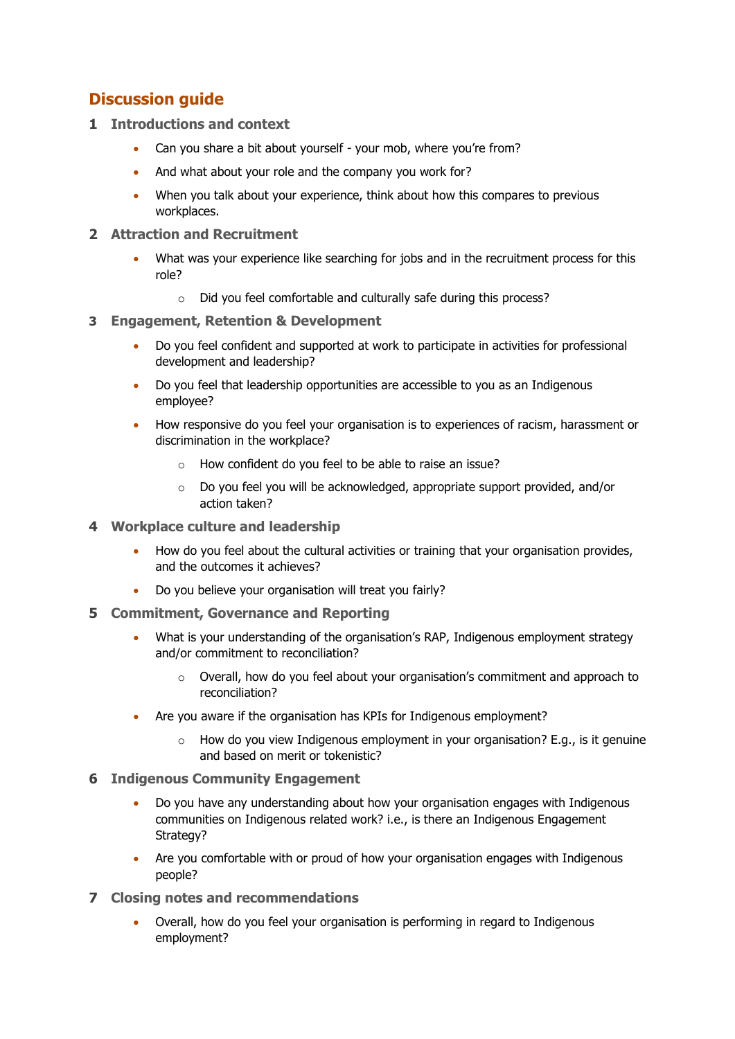# Discussion guide

## 1 Introductions and context

- Can you share a bit about yourself - your mob, where you're from?
- And what about your role and the company you work for?
- When you talk about your experience, think about how this compares to previous workplaces.

## 2 Attraction and Recruitment

- What was your experience like searching for jobs and in the recruitment process for this role?
    - Did you feel comfortable and culturally safe during this process?

## 3 Engagement, Retention & Development

- Do you feel confident and supported at work to participate in activities for professional development and leadership?
- Do you feel that leadership opportunities are accessible to you as an Indigenous employee?
- How responsive do you feel your organisation is to experiences of racism, harassment or discrimination in the workplace?
    - How confident do you feel to be able to raise an issue?
    - Do you feel you will be acknowledged, appropriate support provided, and/or action taken?

## 4 Workplace culture and leadership

- How do you feel about the cultural activities or training that your organisation provides, and the outcomes it achieves?
- Do you believe your organisation will treat you fairly?

## 5 Commitment, Governance and Reporting

- What is your understanding of the organisation's RAP, Indigenous employment strategy and/or commitment to reconciliation?
    - Overall, how do you feel about your organisation's commitment and approach to reconciliation?
- Are you aware if the organisation has KPIs for Indigenous employment?
    - How do you view Indigenous employment in your organisation? E.g., is it genuine and based on merit or tokenistic?

## 6 Indigenous Community Engagement

- Do you have any understanding about how your organisation engages with Indigenous communities on Indigenous related work? i.e., is there an Indigenous Engagement Strategy?
- Are you comfortable with or proud of how your organisation engages with Indigenous people?

## 7 Closing notes and recommendations

- Overall, how do you feel your organisation is performing in regard to Indigenous employment?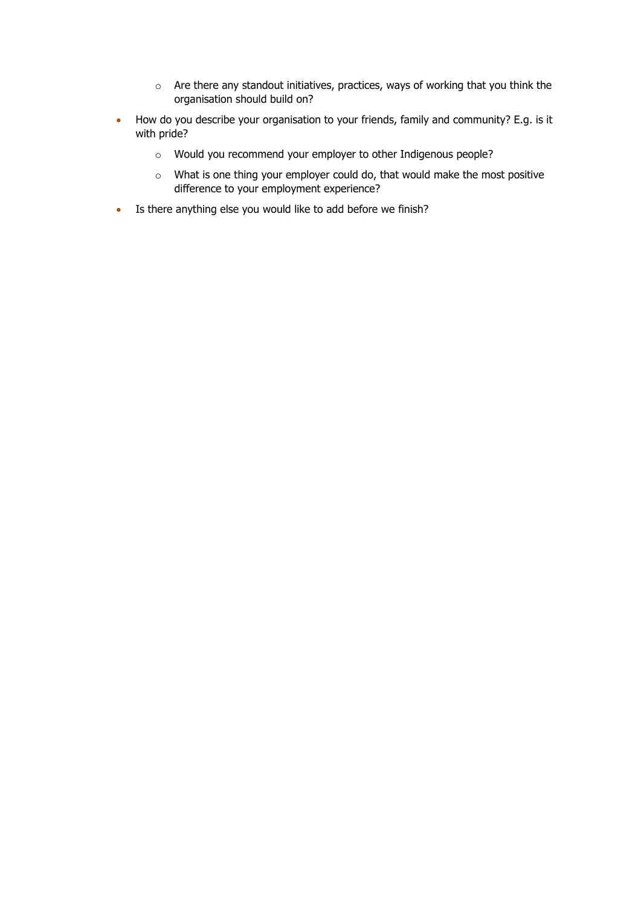- Are there any standout initiatives, practices, ways of working that you think the organisation should build on?
- How do you describe your organisation to your friends, family and community? E.g. is it with pride?
    - Would you recommend your employer to other Indigenous people?
    - What is one thing your employer could do, that would make the most positive difference to your employment experience?
- Is there anything else you would like to add before we finish?